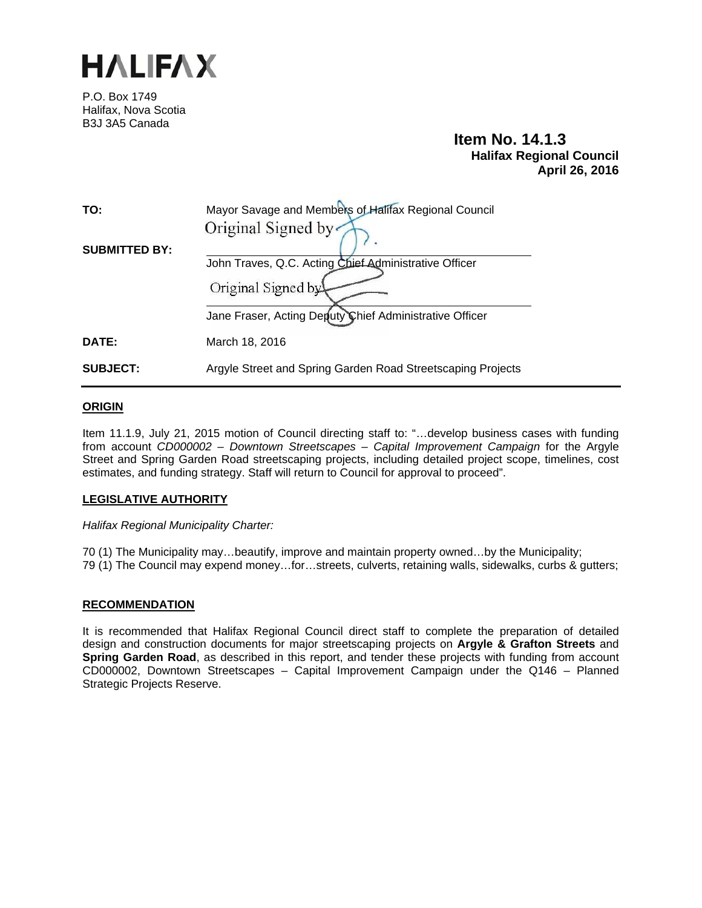# HALIFAX

P.O. Box 1749
Halifax, Nova Scotia
B3J 3A5 Canada

**Item No. 14.1.3**
**Halifax Regional Council**
**April 26, 2016**

| | |
|---|---|
| **TO:** | Mayor Savage and Members of Halifax Regional Council |
| **SUBMITTED BY:** | Original Signed by<br>John Traves, Q.C. Acting Chief Administrative Officer |
| | Original Signed by<br>Jane Fraser, Acting Deputy Chief Administrative Officer |
| **DATE:** | March 18, 2016 |
| **SUBJECT:** | Argyle Street and Spring Garden Road Streetscaping Projects |

## ORIGIN

Item 11.1.9, July 21, 2015 motion of Council directing staff to: "…develop business cases with funding from account *CD000002 – Downtown Streetscapes – Capital Improvement Campaign* for the Argyle Street and Spring Garden Road streetscaping projects, including detailed project scope, timelines, cost estimates, and funding strategy. Staff will return to Council for approval to proceed".

## LEGISLATIVE AUTHORITY

*Halifax Regional Municipality Charter:*

70 (1) The Municipality may…beautify, improve and maintain property owned…by the Municipality;
79 (1) The Council may expend money…for…streets, culverts, retaining walls, sidewalks, curbs & gutters;

## RECOMMENDATION

It is recommended that Halifax Regional Council direct staff to complete the preparation of detailed design and construction documents for major streetscaping projects on **Argyle & Grafton Streets** and **Spring Garden Road**, as described in this report, and tender these projects with funding from account CD000002, Downtown Streetscapes – Capital Improvement Campaign under the Q146 – Planned Strategic Projects Reserve.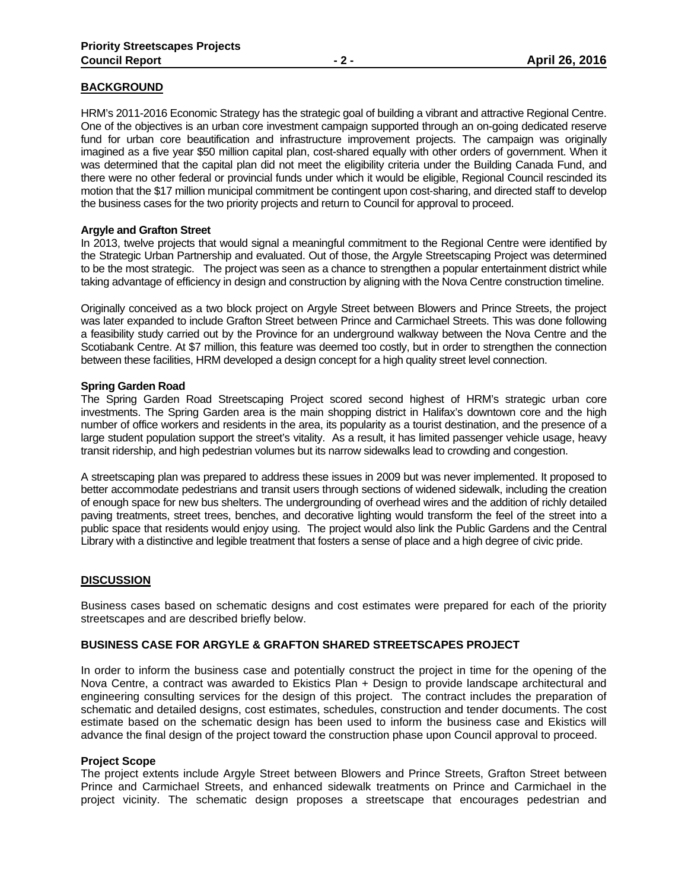## BACKGROUND

HRM's 2011-2016 Economic Strategy has the strategic goal of building a vibrant and attractive Regional Centre. One of the objectives is an urban core investment campaign supported through an on-going dedicated reserve fund for urban core beautification and infrastructure improvement projects. The campaign was originally imagined as a five year $50 million capital plan, cost-shared equally with other orders of government. When it was determined that the capital plan did not meet the eligibility criteria under the Building Canada Fund, and there were no other federal or provincial funds under which it would be eligible, Regional Council rescinded its motion that the $17 million municipal commitment be contingent upon cost-sharing, and directed staff to develop the business cases for the two priority projects and return to Council for approval to proceed.

### Argyle and Grafton Street

In 2013, twelve projects that would signal a meaningful commitment to the Regional Centre were identified by the Strategic Urban Partnership and evaluated. Out of those, the Argyle Streetscaping Project was determined to be the most strategic. The project was seen as a chance to strengthen a popular entertainment district while taking advantage of efficiency in design and construction by aligning with the Nova Centre construction timeline.

Originally conceived as a two block project on Argyle Street between Blowers and Prince Streets, the project was later expanded to include Grafton Street between Prince and Carmichael Streets. This was done following a feasibility study carried out by the Province for an underground walkway between the Nova Centre and the Scotiabank Centre. At $7 million, this feature was deemed too costly, but in order to strengthen the connection between these facilities, HRM developed a design concept for a high quality street level connection.

### Spring Garden Road

The Spring Garden Road Streetscaping Project scored second highest of HRM's strategic urban core investments. The Spring Garden area is the main shopping district in Halifax's downtown core and the high number of office workers and residents in the area, its popularity as a tourist destination, and the presence of a large student population support the street's vitality. As a result, it has limited passenger vehicle usage, heavy transit ridership, and high pedestrian volumes but its narrow sidewalks lead to crowding and congestion.

A streetscaping plan was prepared to address these issues in 2009 but was never implemented. It proposed to better accommodate pedestrians and transit users through sections of widened sidewalk, including the creation of enough space for new bus shelters. The undergrounding of overhead wires and the addition of richly detailed paving treatments, street trees, benches, and decorative lighting would transform the feel of the street into a public space that residents would enjoy using. The project would also link the Public Gardens and the Central Library with a distinctive and legible treatment that fosters a sense of place and a high degree of civic pride.

## DISCUSSION

Business cases based on schematic designs and cost estimates were prepared for each of the priority streetscapes and are described briefly below.

### BUSINESS CASE FOR ARGYLE & GRAFTON SHARED STREETSCAPES PROJECT

In order to inform the business case and potentially construct the project in time for the opening of the Nova Centre, a contract was awarded to Ekistics Plan + Design to provide landscape architectural and engineering consulting services for the design of this project. The contract includes the preparation of schematic and detailed designs, cost estimates, schedules, construction and tender documents. The cost estimate based on the schematic design has been used to inform the business case and Ekistics will advance the final design of the project toward the construction phase upon Council approval to proceed.

### Project Scope

The project extents include Argyle Street between Blowers and Prince Streets, Grafton Street between Prince and Carmichael Streets, and enhanced sidewalk treatments on Prince and Carmichael in the project vicinity. The schematic design proposes a streetscape that encourages pedestrian and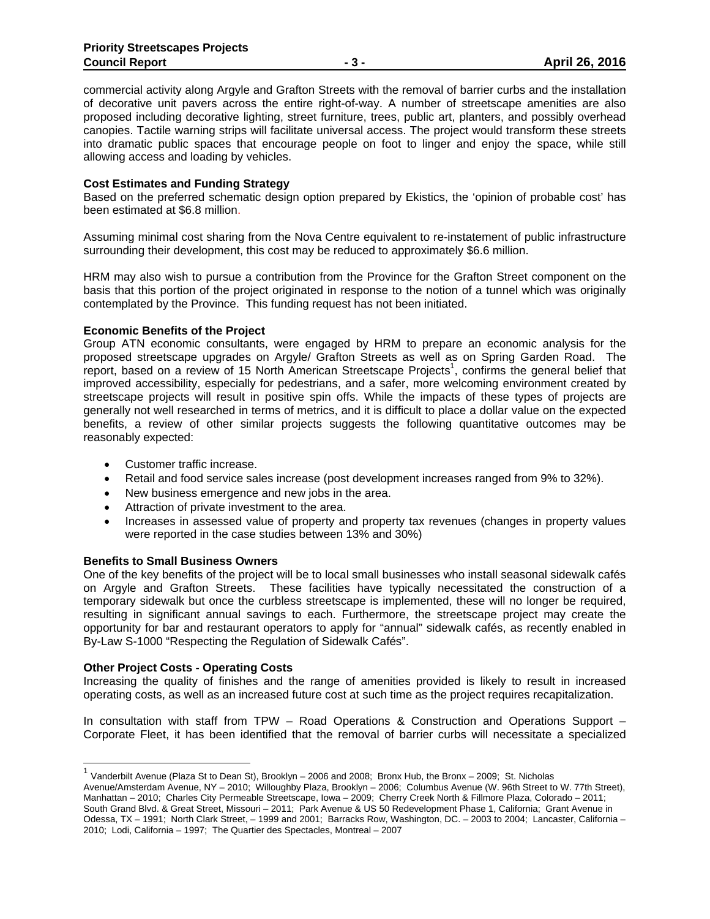commercial activity along Argyle and Grafton Streets with the removal of barrier curbs and the installation of decorative unit pavers across the entire right-of-way. A number of streetscape amenities are also proposed including decorative lighting, street furniture, trees, public art, planters, and possibly overhead canopies. Tactile warning strips will facilitate universal access. The project would transform these streets into dramatic public spaces that encourage people on foot to linger and enjoy the space, while still allowing access and loading by vehicles.

**Cost Estimates and Funding Strategy**

Based on the preferred schematic design option prepared by Ekistics, the 'opinion of probable cost' has been estimated at $6.8 million.

Assuming minimal cost sharing from the Nova Centre equivalent to re-instatement of public infrastructure surrounding their development, this cost may be reduced to approximately $6.6 million.

HRM may also wish to pursue a contribution from the Province for the Grafton Street component on the basis that this portion of the project originated in response to the notion of a tunnel which was originally contemplated by the Province. This funding request has not been initiated.

**Economic Benefits of the Project**

Group ATN economic consultants, were engaged by HRM to prepare an economic analysis for the proposed streetscape upgrades on Argyle/ Grafton Streets as well as on Spring Garden Road. The report, based on a review of 15 North American Streetscape Projects[1], confirms the general belief that improved accessibility, especially for pedestrians, and a safer, more welcoming environment created by streetscape projects will result in positive spin offs. While the impacts of these types of projects are generally not well researched in terms of metrics, and it is difficult to place a dollar value on the expected benefits, a review of other similar projects suggests the following quantitative outcomes may be reasonably expected:

- Customer traffic increase.
- Retail and food service sales increase (post development increases ranged from 9% to 32%).
- New business emergence and new jobs in the area.
- Attraction of private investment to the area.
- Increases in assessed value of property and property tax revenues (changes in property values were reported in the case studies between 13% and 30%)

**Benefits to Small Business Owners**

One of the key benefits of the project will be to local small businesses who install seasonal sidewalk cafés on Argyle and Grafton Streets. These facilities have typically necessitated the construction of a temporary sidewalk but once the curbless streetscape is implemented, these will no longer be required, resulting in significant annual savings to each. Furthermore, the streetscape project may create the opportunity for bar and restaurant operators to apply for "annual" sidewalk cafés, as recently enabled in By-Law S-1000 "Respecting the Regulation of Sidewalk Cafés".

**Other Project Costs - Operating Costs**

Increasing the quality of finishes and the range of amenities provided is likely to result in increased operating costs, as well as an increased future cost at such time as the project requires recapitalization.

In consultation with staff from TPW – Road Operations & Construction and Operations Support – Corporate Fleet, it has been identified that the removal of barrier curbs will necessitate a specialized

---

[1] Vanderbilt Avenue (Plaza St to Dean St), Brooklyn – 2006 and 2008; Bronx Hub, the Bronx – 2009; St. Nicholas Avenue/Amsterdam Avenue, NY – 2010; Willoughby Plaza, Brooklyn – 2006; Columbus Avenue (W. 96th Street to W. 77th Street), Manhattan – 2010; Charles City Permeable Streetscape, Iowa – 2009; Cherry Creek North & Fillmore Plaza, Colorado – 2011; South Grand Blvd. & Great Street, Missouri – 2011; Park Avenue & US 50 Redevelopment Phase 1, California; Grant Avenue in Odessa, TX – 1991; North Clark Street, – 1999 and 2001; Barracks Row, Washington, DC. – 2003 to 2004; Lancaster, California – 2010; Lodi, California – 1997; The Quartier des Spectacles, Montreal – 2007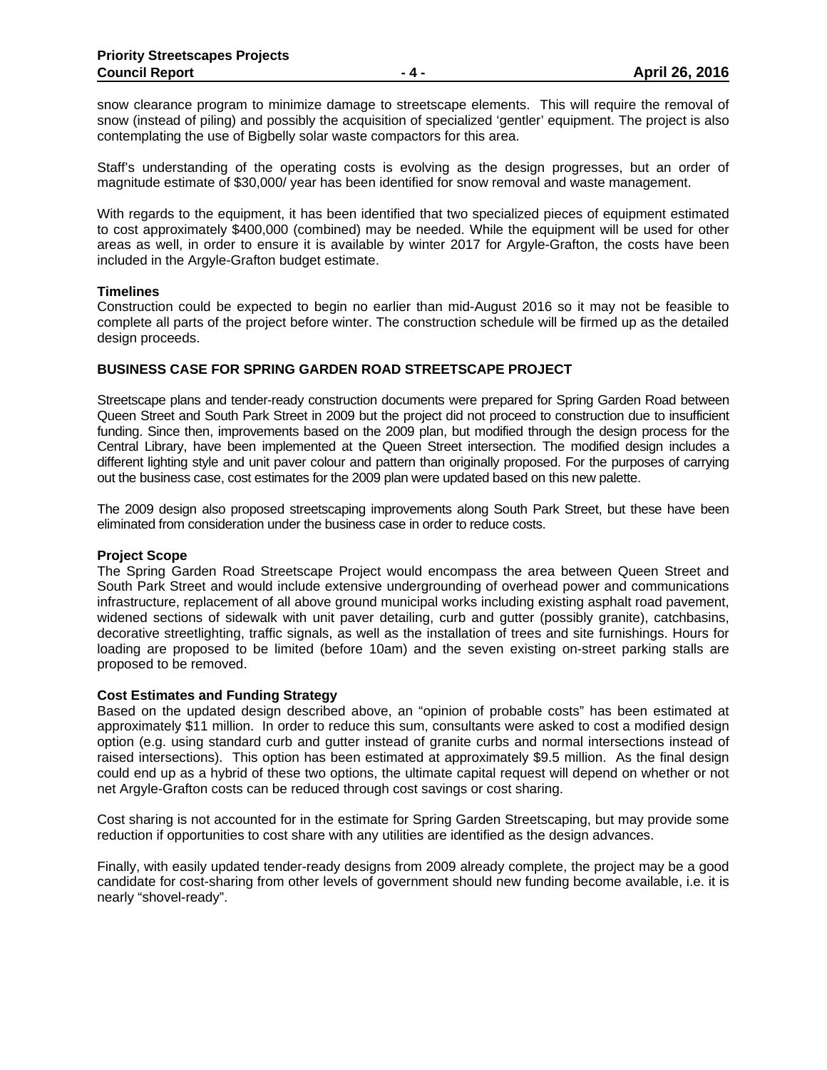snow clearance program to minimize damage to streetscape elements. This will require the removal of snow (instead of piling) and possibly the acquisition of specialized 'gentler' equipment. The project is also contemplating the use of Bigbelly solar waste compactors for this area.

Staff's understanding of the operating costs is evolving as the design progresses, but an order of magnitude estimate of $30,000/ year has been identified for snow removal and waste management.

With regards to the equipment, it has been identified that two specialized pieces of equipment estimated to cost approximately $400,000 (combined) may be needed. While the equipment will be used for other areas as well, in order to ensure it is available by winter 2017 for Argyle-Grafton, the costs have been included in the Argyle-Grafton budget estimate.

**Timelines**

Construction could be expected to begin no earlier than mid-August 2016 so it may not be feasible to complete all parts of the project before winter. The construction schedule will be firmed up as the detailed design proceeds.

## BUSINESS CASE FOR SPRING GARDEN ROAD STREETSCAPE PROJECT

Streetscape plans and tender-ready construction documents were prepared for Spring Garden Road between Queen Street and South Park Street in 2009 but the project did not proceed to construction due to insufficient funding. Since then, improvements based on the 2009 plan, but modified through the design process for the Central Library, have been implemented at the Queen Street intersection. The modified design includes a different lighting style and unit paver colour and pattern than originally proposed. For the purposes of carrying out the business case, cost estimates for the 2009 plan were updated based on this new palette.

The 2009 design also proposed streetscaping improvements along South Park Street, but these have been eliminated from consideration under the business case in order to reduce costs.

**Project Scope**

The Spring Garden Road Streetscape Project would encompass the area between Queen Street and South Park Street and would include extensive undergrounding of overhead power and communications infrastructure, replacement of all above ground municipal works including existing asphalt road pavement, widened sections of sidewalk with unit paver detailing, curb and gutter (possibly granite), catchbasins, decorative streetlighting, traffic signals, as well as the installation of trees and site furnishings. Hours for loading are proposed to be limited (before 10am) and the seven existing on-street parking stalls are proposed to be removed.

**Cost Estimates and Funding Strategy**

Based on the updated design described above, an "opinion of probable costs" has been estimated at approximately $11 million. In order to reduce this sum, consultants were asked to cost a modified design option (e.g. using standard curb and gutter instead of granite curbs and normal intersections instead of raised intersections). This option has been estimated at approximately $9.5 million. As the final design could end up as a hybrid of these two options, the ultimate capital request will depend on whether or not net Argyle-Grafton costs can be reduced through cost savings or cost sharing.

Cost sharing is not accounted for in the estimate for Spring Garden Streetscaping, but may provide some reduction if opportunities to cost share with any utilities are identified as the design advances.

Finally, with easily updated tender-ready designs from 2009 already complete, the project may be a good candidate for cost-sharing from other levels of government should new funding become available, i.e. it is nearly "shovel-ready".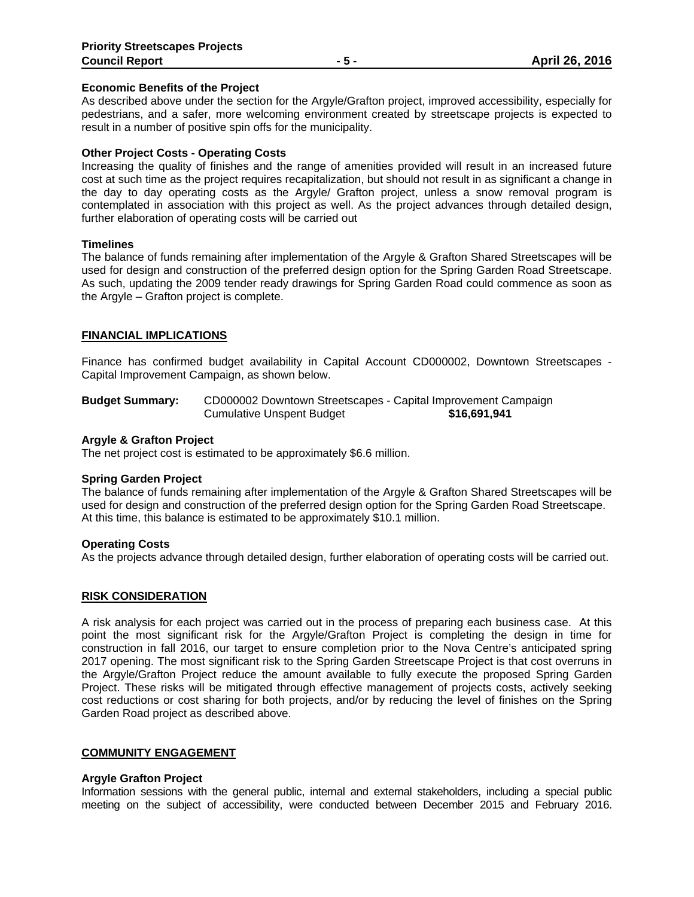**Economic Benefits of the Project**

As described above under the section for the Argyle/Grafton project, improved accessibility, especially for pedestrians, and a safer, more welcoming environment created by streetscape projects is expected to result in a number of positive spin offs for the municipality.

**Other Project Costs - Operating Costs**

Increasing the quality of finishes and the range of amenities provided will result in an increased future cost at such time as the project requires recapitalization, but should not result in as significant a change in the day to day operating costs as the Argyle/ Grafton project, unless a snow removal program is contemplated in association with this project as well. As the project advances through detailed design, further elaboration of operating costs will be carried out

**Timelines**

The balance of funds remaining after implementation of the Argyle & Grafton Shared Streetscapes will be used for design and construction of the preferred design option for the Spring Garden Road Streetscape. As such, updating the 2009 tender ready drawings for Spring Garden Road could commence as soon as the Argyle – Grafton project is complete.

## FINANCIAL IMPLICATIONS

Finance has confirmed budget availability in Capital Account CD000002, Downtown Streetscapes - Capital Improvement Campaign, as shown below.

**Budget Summary:** CD000002 Downtown Streetscapes - Capital Improvement Campaign
Cumulative Unspent Budget **$16,691,941**

**Argyle & Grafton Project**

The net project cost is estimated to be approximately $6.6 million.

**Spring Garden Project**

The balance of funds remaining after implementation of the Argyle & Grafton Shared Streetscapes will be used for design and construction of the preferred design option for the Spring Garden Road Streetscape. At this time, this balance is estimated to be approximately $10.1 million.

**Operating Costs**

As the projects advance through detailed design, further elaboration of operating costs will be carried out.

## RISK CONSIDERATION

A risk analysis for each project was carried out in the process of preparing each business case. At this point the most significant risk for the Argyle/Grafton Project is completing the design in time for construction in fall 2016, our target to ensure completion prior to the Nova Centre's anticipated spring 2017 opening. The most significant risk to the Spring Garden Streetscape Project is that cost overruns in the Argyle/Grafton Project reduce the amount available to fully execute the proposed Spring Garden Project. These risks will be mitigated through effective management of projects costs, actively seeking cost reductions or cost sharing for both projects, and/or by reducing the level of finishes on the Spring Garden Road project as described above.

## COMMUNITY ENGAGEMENT

**Argyle Grafton Project**

Information sessions with the general public, internal and external stakeholders, including a special public meeting on the subject of accessibility, were conducted between December 2015 and February 2016.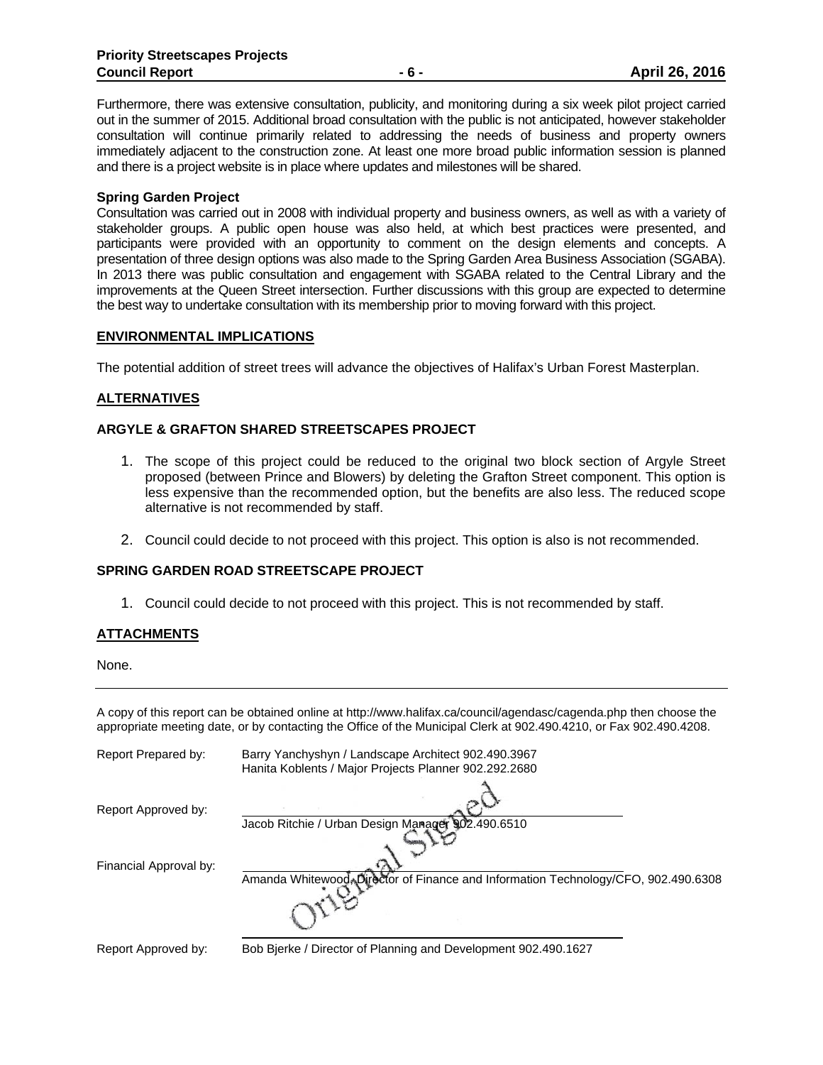Furthermore, there was extensive consultation, publicity, and monitoring during a six week pilot project carried out in the summer of 2015. Additional broad consultation with the public is not anticipated, however stakeholder consultation will continue primarily related to addressing the needs of business and property owners immediately adjacent to the construction zone. At least one more broad public information session is planned and there is a project website is in place where updates and milestones will be shared.

**Spring Garden Project**

Consultation was carried out in 2008 with individual property and business owners, as well as with a variety of stakeholder groups. A public open house was also held, at which best practices were presented, and participants were provided with an opportunity to comment on the design elements and concepts. A presentation of three design options was also made to the Spring Garden Area Business Association (SGABA). In 2013 there was public consultation and engagement with SGABA related to the Central Library and the improvements at the Queen Street intersection. Further discussions with this group are expected to determine the best way to undertake consultation with its membership prior to moving forward with this project.

## ENVIRONMENTAL IMPLICATIONS

The potential addition of street trees will advance the objectives of Halifax's Urban Forest Masterplan.

## ALTERNATIVES

### ARGYLE & GRAFTON SHARED STREETSCAPES PROJECT

1. The scope of this project could be reduced to the original two block section of Argyle Street proposed (between Prince and Blowers) by deleting the Grafton Street component. This option is less expensive than the recommended option, but the benefits are also less. The reduced scope alternative is not recommended by staff.

2. Council could decide to not proceed with this project. This option is also is not recommended.

### SPRING GARDEN ROAD STREETSCAPE PROJECT

1. Council could decide to not proceed with this project. This is not recommended by staff.

## ATTACHMENTS

None.

---

A copy of this report can be obtained online at http://www.halifax.ca/council/agendasc/cagenda.php then choose the appropriate meeting date, or by contacting the Office of the Municipal Clerk at 902.490.4210, or Fax 902.490.4208.

Report Prepared by: Barry Yanchyshyn / Landscape Architect 902.490.3967
Hanita Koblents / Major Projects Planner 902.292.2680

Original Signed

Report Approved by: Jacob Ritchie / Urban Design Manager 902.490.6510

Financial Approval by: Amanda Whitewood, Director of Finance and Information Technology/CFO, 902.490.6308

Report Approved by: Bob Bjerke / Director of Planning and Development 902.490.1627